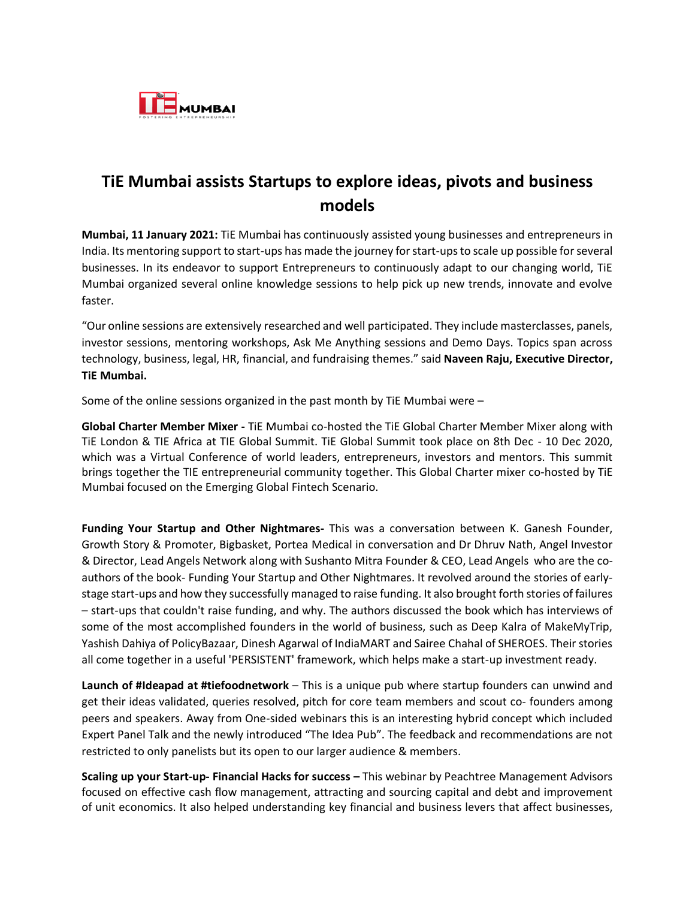# TiE Mumbai assists Startups to explore ideas, pivots and business models

**Mumbai, 11 January 2021:** TiE Mumbai has continuously assisted young businesses and entrepreneurs in India. Its mentoring support to start-ups has made the journey for start-ups to scale up possible for several businesses. In its endeavor to support Entrepreneurs to continuously adapt to our changing world, TiE Mumbai organized several online knowledge sessions to help pick up new trends, innovate and evolve faster.

"Our online sessions are extensively researched and well participated. They include masterclasses, panels, investor sessions, mentoring workshops, Ask Me Anything sessions and Demo Days. Topics span across technology, business, legal, HR, financial, and fundraising themes." said **Naveen Raju, Executive Director, TiE Mumbai.**

Some of the online sessions organized in the past month by TiE Mumbai were –

**Global Charter Member Mixer -** TiE Mumbai co-hosted the TiE Global Charter Member Mixer along with TiE London & TIE Africa at TIE Global Summit. TiE Global Summit took place on 8th Dec - 10 Dec 2020, which was a Virtual Conference of world leaders, entrepreneurs, investors and mentors. This summit brings together the TIE entrepreneurial community together. This Global Charter mixer co-hosted by TiE Mumbai focused on the Emerging Global Fintech Scenario.

**Funding Your Startup and Other Nightmares-** This was a conversation between K. Ganesh Founder, Growth Story & Promoter, Bigbasket, Portea Medical in conversation and Dr Dhruv Nath, Angel Investor & Director, Lead Angels Network along with Sushanto Mitra Founder & CEO, Lead Angels who are the co-authors of the book- Funding Your Startup and Other Nightmares. It revolved around the stories of early-stage start-ups and how they successfully managed to raise funding. It also brought forth stories of failures – start-ups that couldn't raise funding, and why. The authors discussed the book which has interviews of some of the most accomplished founders in the world of business, such as Deep Kalra of MakeMyTrip, Yashish Dahiya of PolicyBazaar, Dinesh Agarwal of IndiaMART and Sairee Chahal of SHEROES. Their stories all come together in a useful 'PERSISTENT' framework, which helps make a start-up investment ready.

**Launch of #Ideapad at #tiefoodnetwork** – This is a unique pub where startup founders can unwind and get their ideas validated, queries resolved, pitch for core team members and scout co- founders among peers and speakers. Away from One-sided webinars this is an interesting hybrid concept which included Expert Panel Talk and the newly introduced "The Idea Pub". The feedback and recommendations are not restricted to only panelists but its open to our larger audience & members.

**Scaling up your Start-up- Financial Hacks for success –** This webinar by Peachtree Management Advisors focused on effective cash flow management, attracting and sourcing capital and debt and improvement of unit economics. It also helped understanding key financial and business levers that affect businesses,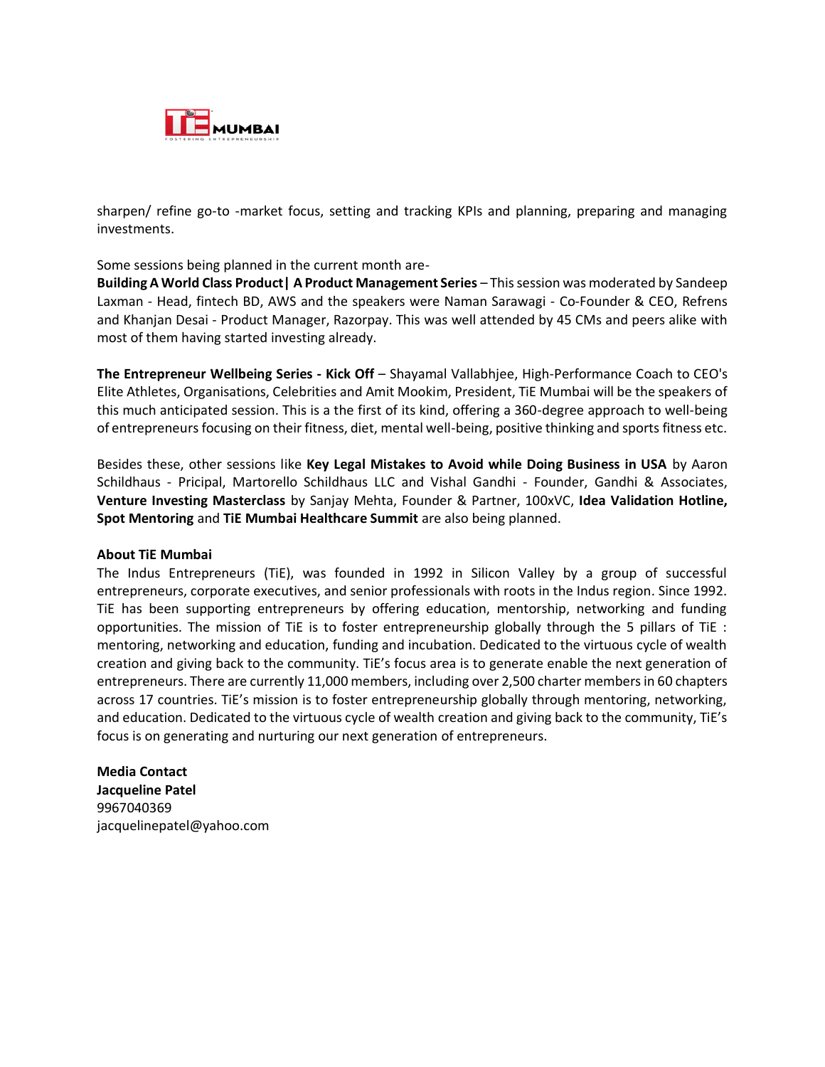sharpen/ refine go-to -market focus, setting and tracking KPIs and planning, preparing and managing investments.

Some sessions being planned in the current month are-

**Building A World Class Product| A Product Management Series** – This session was moderated by Sandeep Laxman - Head, fintech BD, AWS and the speakers were Naman Sarawagi - Co-Founder & CEO, Refrens and Khanjan Desai - Product Manager, Razorpay. This was well attended by 45 CMs and peers alike with most of them having started investing already.

**The Entrepreneur Wellbeing Series - Kick Off** – Shayamal Vallabhjee, High-Performance Coach to CEO's Elite Athletes, Organisations, Celebrities and Amit Mookim, President, TiE Mumbai will be the speakers of this much anticipated session. This is a the first of its kind, offering a 360-degree approach to well-being of entrepreneurs focusing on their fitness, diet, mental well-being, positive thinking and sports fitness etc.

Besides these, other sessions like **Key Legal Mistakes to Avoid while Doing Business in USA** by Aaron Schildhaus - Pricipal, Martorello Schildhaus LLC and Vishal Gandhi - Founder, Gandhi & Associates, **Venture Investing Masterclass** by Sanjay Mehta, Founder & Partner, 100xVC, **Idea Validation Hotline, Spot Mentoring** and **TiE Mumbai Healthcare Summit** are also being planned.

**About TiE Mumbai**

The Indus Entrepreneurs (TiE), was founded in 1992 in Silicon Valley by a group of successful entrepreneurs, corporate executives, and senior professionals with roots in the Indus region. Since 1992. TiE has been supporting entrepreneurs by offering education, mentorship, networking and funding opportunities. The mission of TiE is to foster entrepreneurship globally through the 5 pillars of TiE : mentoring, networking and education, funding and incubation. Dedicated to the virtuous cycle of wealth creation and giving back to the community. TiE's focus area is to generate enable the next generation of entrepreneurs. There are currently 11,000 members, including over 2,500 charter members in 60 chapters across 17 countries. TiE's mission is to foster entrepreneurship globally through mentoring, networking, and education. Dedicated to the virtuous cycle of wealth creation and giving back to the community, TiE's focus is on generating and nurturing our next generation of entrepreneurs.

**Media Contact**
**Jacqueline Patel**
9967040369
jacquelinepatel@yahoo.com